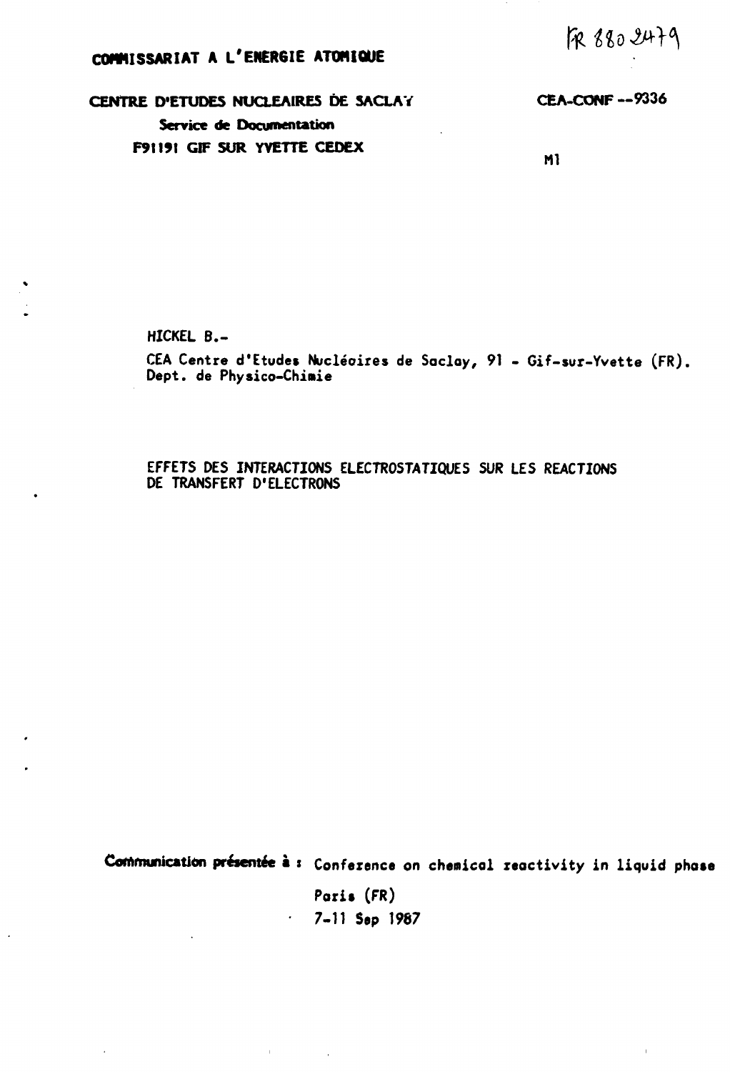FR 8802479

**COMMISSARIAT A L'ENERGIE ATOMIQUE**

**CENTRE D'ETUDES NUCLEAIRES DE SACLAY**
**Service de Documentation**
**F91191 GIF SUR YVETTE CEDEX**

**CEA-CONF --9336**

M1

HICKEL B.-

CEA Centre d'Etudes Nucléaires de Saclay, 91 - Gif-sur-Yvette (FR).
Dept. de Physico-Chimie

EFFETS DES INTERACTIONS ELECTROSTATIQUES SUR LES REACTIONS DE TRANSFERT D'ELECTRONS

**Communication présentée à :** Conference on chemical reactivity in liquid phase

Paris (FR)

7-11 Sep 1987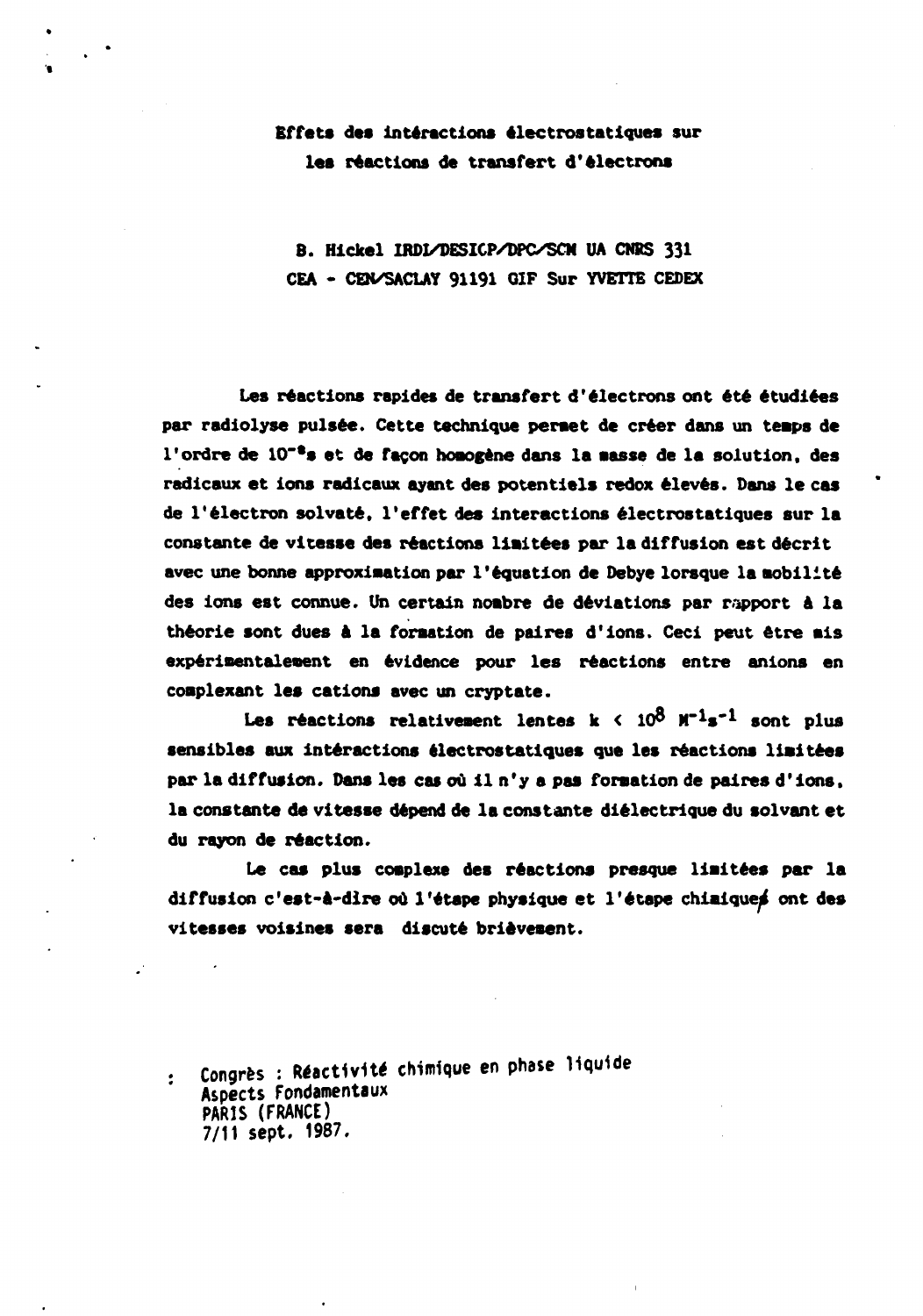**Effets des intéractions électrostatiques sur les réactions de transfert d'électrons**

B. Hickel IRDI/DESICP/DPC/SCM UA CNRS 331
CEA - CEN/SACLAY 91191 GIF Sur YVETTE CEDEX

Les réactions rapides de transfert d'électrons ont été étudiées par radiolyse pulsée. Cette technique permet de créer dans un temps de l'ordre de $10^{-8}$s et de façon homogène dans la masse de la solution, des radicaux et ions radicaux ayant des potentiels redox élevés. Dans le cas de l'électron solvaté, l'effet des interactions électrostatiques sur la constante de vitesse des réactions limitées par la diffusion est décrit avec une bonne approximation par l'équation de Debye lorsque la mobilité des ions est connue. Un certain nombre de déviations par rapport à la théorie sont dues à la formation de paires d'ions. Ceci peut être mis expérimentalement en évidence pour les réactions entre anions en complexant les cations avec un cryptate.

Les réactions relativement lentes $k < 10^8$ $M^{-1}s^{-1}$ sont plus sensibles aux intéractions électrostatiques que les réactions limitées par la diffusion. Dans les cas où il n'y a pas formation de paires d'ions, la constante de vitesse dépend de la constante diélectrique du solvant et du rayon de réaction.

Le cas plus complexe des réactions presque limitées par la diffusion c'est-à-dire où l'étape physique et l'étape chimique ont des vitesses voisines sera discuté brièvement.

: Congrès : Réactivité chimique en phase liquide
Aspects Fondamentaux
PARIS (FRANCE)
7/11 sept. 1987.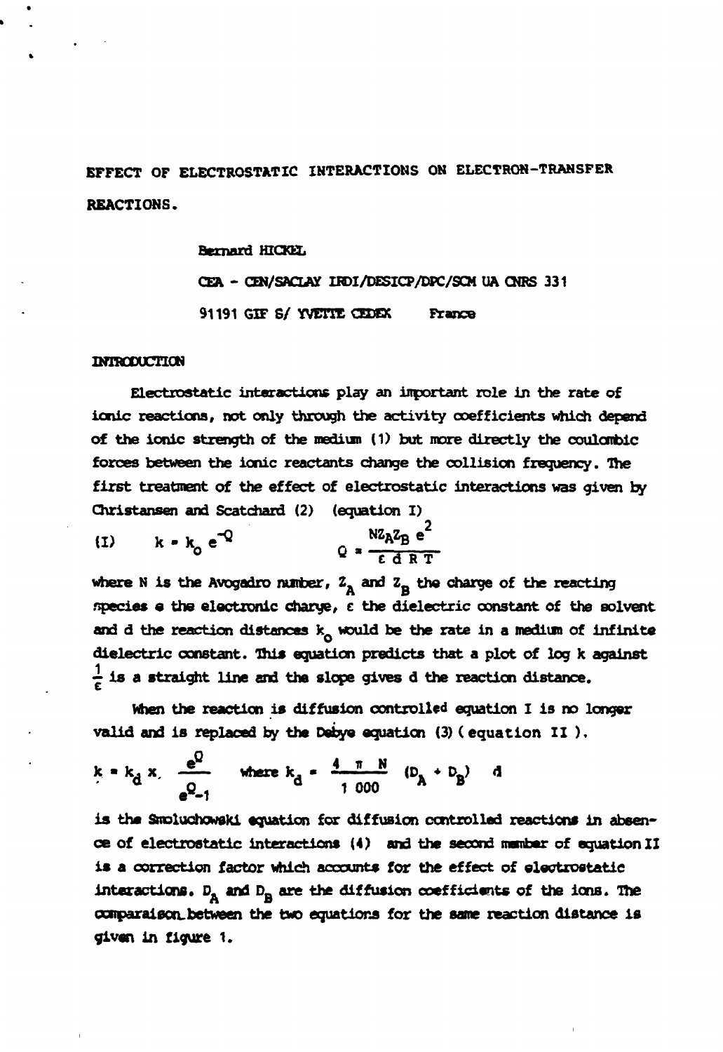# EFFECT OF ELECTROSTATIC INTERACTIONS ON ELECTRON-TRANSFER REACTIONS.

Bernard HICKEL

CEA - CEN/SACLAY IRDI/DESICP/DPC/SCM UA CNRS 331

91191 GIF S/ YVETTE CEDEX France

## INTRODUCTION

Electrostatic interactions play an important role in the rate of ionic reactions, not only through the activity coefficients which depend of the ionic strength of the medium (1) but more directly the coulombic forces between the ionic reactants change the collision frequency. The first treatment of the effect of electrostatic interactions was given by Christansen and Scatchard (2) (equation I)

$$\text{(I)} \qquad k = k_o\, e^{-Q} \qquad\qquad Q = \frac{N Z_A Z_B\, e^2}{\varepsilon\, d\, R\, T}$$

where N is the Avogadro number, $Z_A$ and $Z_B$ the charge of the reacting species e the electronic charge, $\varepsilon$ the dielectric constant of the solvent and d the reaction distances $k_o$ would be the rate in a medium of infinite dielectric constant. This equation predicts that a plot of log k against $\frac{1}{\varepsilon}$ is a straight line and the slope gives d the reaction distance.

When the reaction is diffusion controlled equation I is no longer valid and is replaced by the Debye equation (3) (equation II).

$$k = k_d \times \frac{e^Q}{e^Q - 1} \qquad \text{where } k_d = \frac{4\ \pi\ N}{1\ 000}\ (D_A + D_B)\ \ d$$

is the Smoluchowski equation for diffusion controlled reactions in absence of electrostatic interactions (4) and the second member of equation II is a correction factor which accounts for the effect of electrostatic interactions. $D_A$ and $D_B$ are the diffusion coefficients of the ions. The comparaison between the two equations for the same reaction distance is given in figure 1.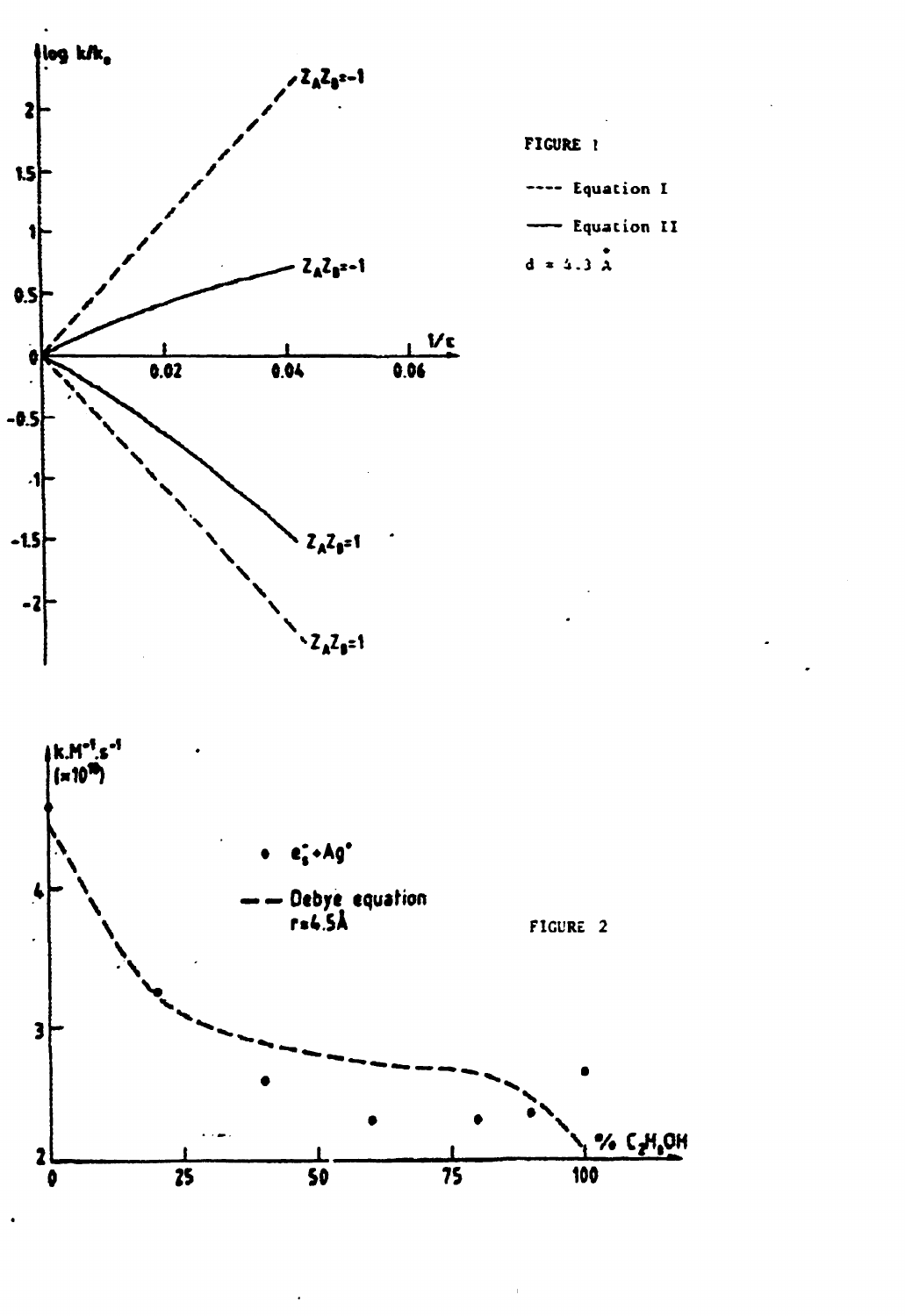FIGURE 1

---- Equation I

—— Equation II

$d = 4.3$ Å

FIGURE 2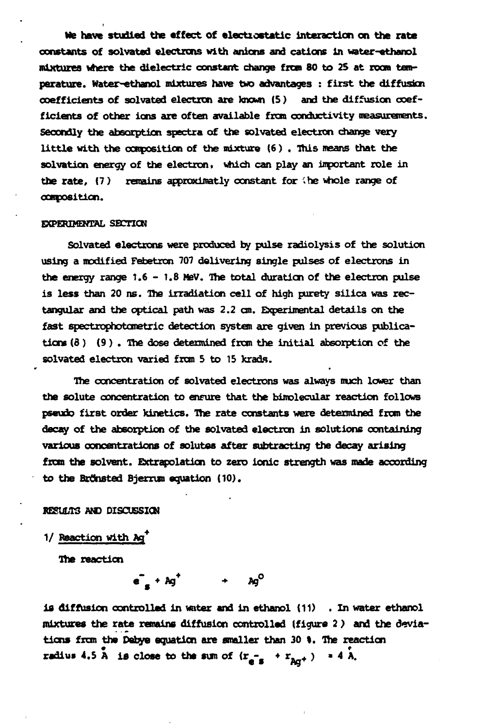We have studied the effect of electrostatic interaction on the rate constants of solvated electrons with anions and cations in water-ethanol mixtures where the dielectric constant change from 80 to 25 at room temperature. Water-ethanol mixtures have two advantages : first the diffusion coefficients of solvated electron are known (5) and the diffusion coefficients of other ions are often available from conductivity measurements. Secondly the absorption spectra of the solvated electron change very little with the composition of the mixture (6). This means that the solvation energy of the electron, which can play an important role in the rate, (7) remains approximatly constant for the whole range of composition.

## EXPERIMENTAL SECTION

Solvated electrons were produced by pulse radiolysis of the solution using a modified Febetron 707 delivering single pulses of electrons in the energy range 1.6 - 1.8 MeV. The total duration of the electron pulse is less than 20 ns. The irradiation cell of high purety silica was rectangular and the optical path was 2.2 cm. Experimental details on the fast spectrophotometric detection system are given in previous publications (8) (9). The dose determined from the initial absorption of the solvated electron varied from 5 to 15 krads.

The concentration of solvated electrons was always much lower than the solute concentration to ensure that the bimolecular reaction follows pseudo first order kinetics. The rate constants were determined from the decay of the absorption of the solvated electron in solutions containing various concentrations of solutes after subtracting the decay arising from the solvent. Extrapolation to zero ionic strength was made according to the Brönsted Bjerrum equation (10).

## RESULTS AND DISCUSSION

### 1/ Reaction with $Ag^+$

The reaction

$$e^-_s + Ag^+ \rightarrow Ag^0$$

is diffusion controlled in water and in ethanol (11). In water ethanol mixtures the rate remains diffusion controlled (figure 2) and the deviations from the Debye equation are smaller than 30 %. The reaction radius 4.5 Å is close to the sum of $(r_{e^-_s} + r_{Ag^+}) = 4$ Å.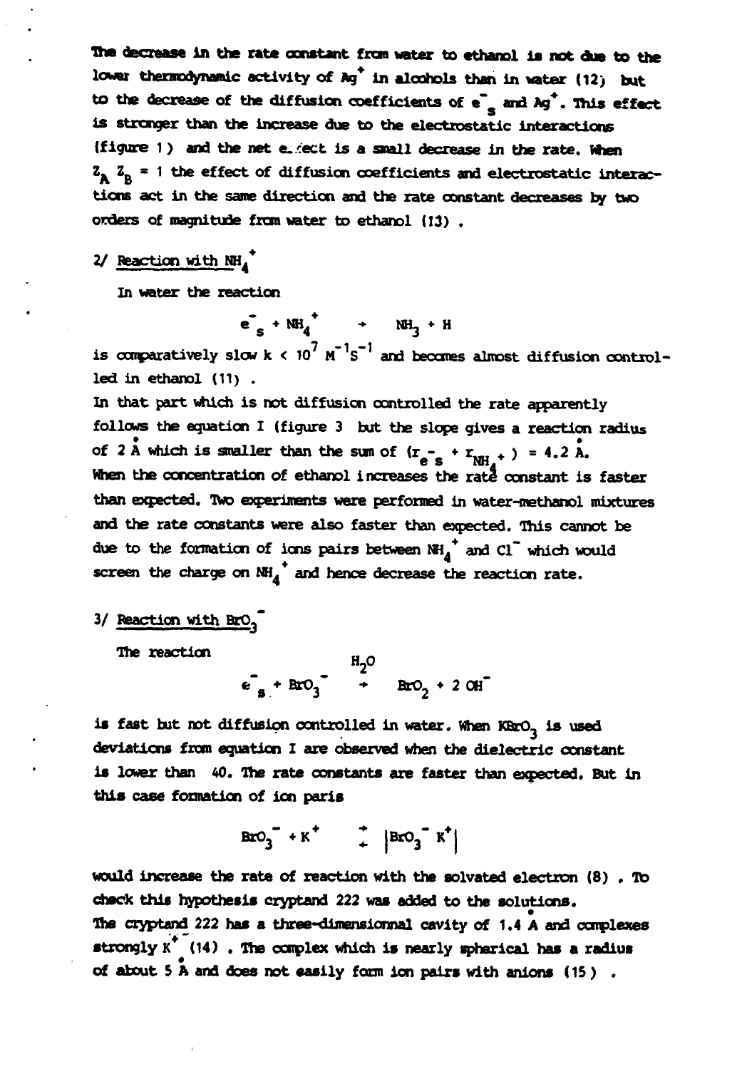The decrease in the rate constant from water to ethanol is not due to the lower thermodynamic activity of $Ag^+$ in alcohols than in water (12) but to the decrease of the diffusion coefficients of $e^-_s$ and $Ag^+$. This effect is stronger than the increase due to the electrostatic interactions (figure 1) and the net effect is a small decrease in the rate. When $Z_A Z_B = 1$ the effect of diffusion coefficients and electrostatic interactions act in the same direction and the rate constant decreases by two orders of magnitude from water to ethanol (13).

## 2/ Reaction with $NH_4^+$

In water the reaction

$$e^-_s + NH_4^+ \rightarrow NH_3 + H$$

is comparatively slow $k < 10^7\ M^{-1}s^{-1}$ and becomes almost diffusion controlled in ethanol (11).

In that part which is not diffusion controlled the rate apparently follows the equation I (figure 3 but the slope gives a reaction radius of 2 Å which is smaller than the sum of $(r_{e^-_s} + r_{NH_4^+}) = 4.2$ Å.

When the concentration of ethanol increases the rate constant is faster than expected. Two experiments were performed in water-methanol mixtures and the rate constants were also faster than expected. This cannot be due to the formation of ions pairs between $NH_4^+$ and $Cl^-$ which would screen the charge on $NH_4^+$ and hence decrease the reaction rate.

## 3/ Reaction with $BrO_3^-$

The reaction

$$e^-_s + BrO_3^- \xrightarrow{H_2O} BrO_2 + 2\,OH^-$$

is fast but not diffusion controlled in water. When $KBrO_3$ is used deviations from equation I are observed when the dielectric constant is lower than 40. The rate constants are faster than expected. But in this case formation of ion paris

$$BrO_3^- + K^+ \rightleftharpoons |BrO_3^-\,K^+|$$

would increase the rate of reaction with the solvated electron (8). To check this hypothesis cryptand 222 was added to the solutions.

The cryptand 222 has a three-dimensionnal cavity of 1.4 Å and complexes strongly $K^+$ (14). The complex which is nearly spherical has a radius of about 5 Å and does not easily form ion pairs with anions (15).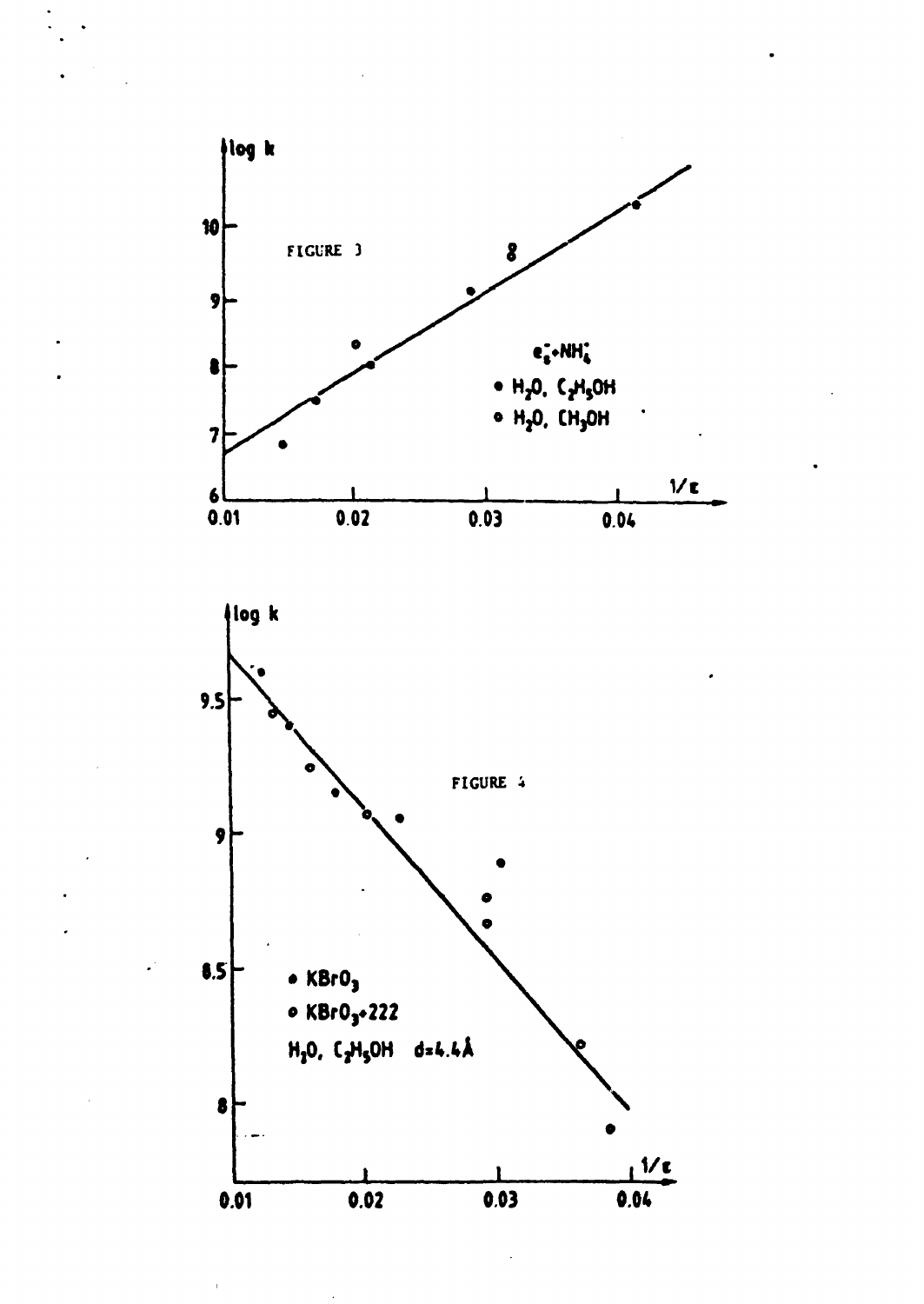FIGURE 3

$e_s^- + NH_4^+$

- ● $H_2O$, $C_2H_5OH$
- ○ $H_2O$, $CH_3OH$

FIGURE 4

- ● $KBrO_3$
- ○ $KBrO_3$+222

$H_2O$, $C_2H_5OH$ d=4.4Å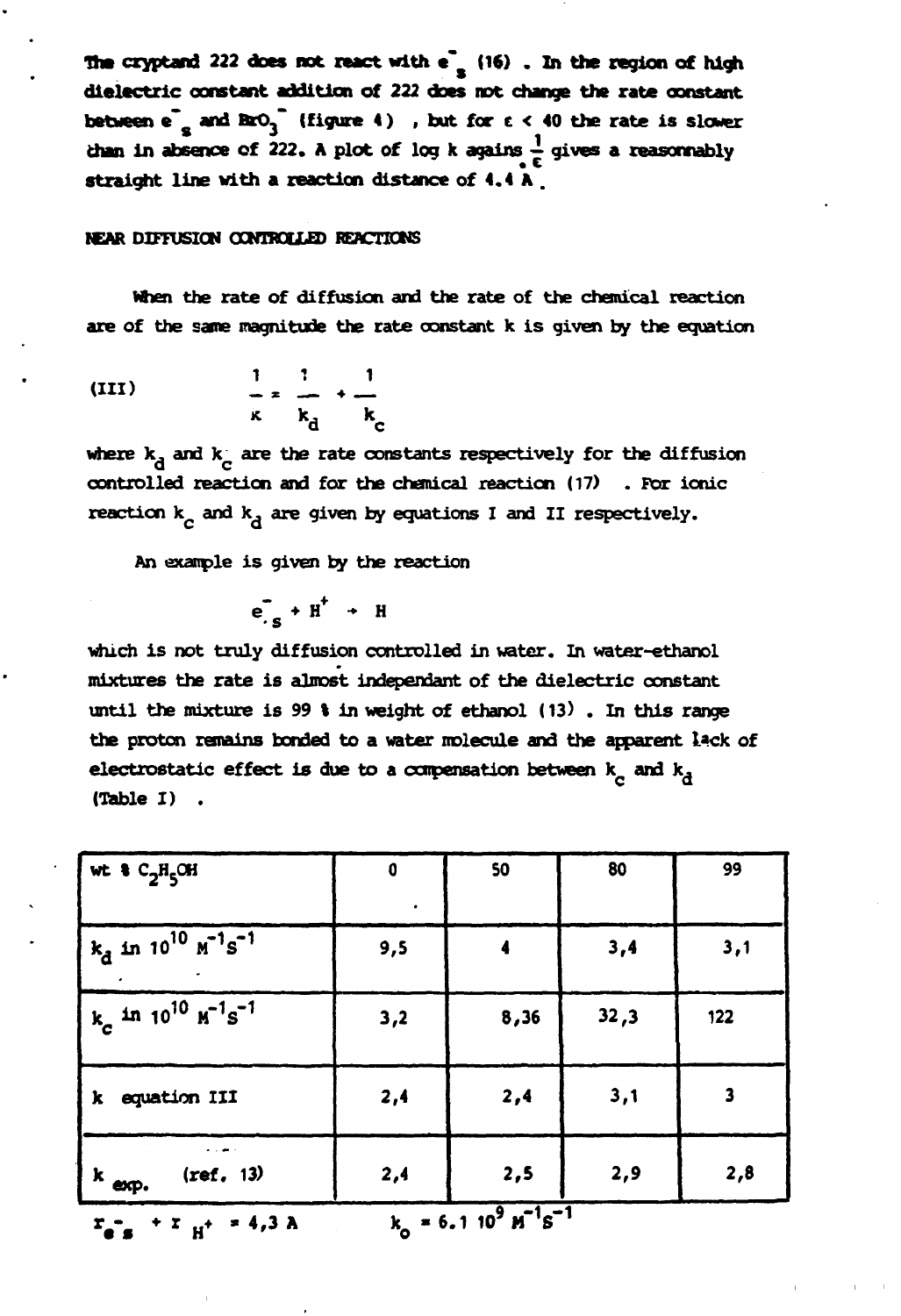The cryptand 222 does not react with $e^-_s$ (16) . In the region of high dielectric constant addition of 222 does not change the rate constant between $e^-_s$ and $BrO_3^-$ (figure 4) , but for $\varepsilon < 40$ the rate is slower than in absence of 222. A plot of log k agains $\frac{1}{\varepsilon}$ gives a reasonnably straight line with a reaction distance of 4.4 A .

## NEAR DIFFUSION CONTROLLED REACTIONS

When the rate of diffusion and the rate of the chemical reaction are of the same magnitude the rate constant k is given by the equation

$$\text{(III)} \qquad \frac{1}{k} = \frac{1}{k_d} + \frac{1}{k_c}$$

where $k_d$ and $k_c$ are the rate constants respectively for the diffusion controlled reaction and for the chemical reaction (17) . For ionic reaction $k_c$ and $k_d$ are given by equations I and II respectively.

An example is given by the reaction

$$e^-_s + H^+ \rightarrow H$$

which is not truly diffusion controlled in water. In water-ethanol mixtures the rate is almost independant of the dielectric constant until the mixture is 99 % in weight of ethanol (13) . In this range the proton remains bonded to a water molecule and the apparent lack of electrostatic effect is due to a compensation between $k_c$ and $k_d$ (Table I) .

| wt % $C_2H_5OH$ | 0 | 50 | 80 | 99 |
|---|---|---|---|---|
| $k_d$ in $10^{10}$ $M^{-1}s^{-1}$ | 9,5 | 4 | 3,4 | 3,1 |
| $k_c$ in $10^{10}$ $M^{-1}s^{-1}$ | 3,2 | 8,36 | 32,3 | 122 |
| k equation III | 2,4 | 2,4 | 3,1 | 3 |
| k exp. (ref. 13) | 2,4 | 2,5 | 2,9 | 2,8 |

$r_{e^-_s} + r_{H^+} = 4,3$ A $\qquad k_o = 6.1\ 10^9\ M^{-1}S^{-1}$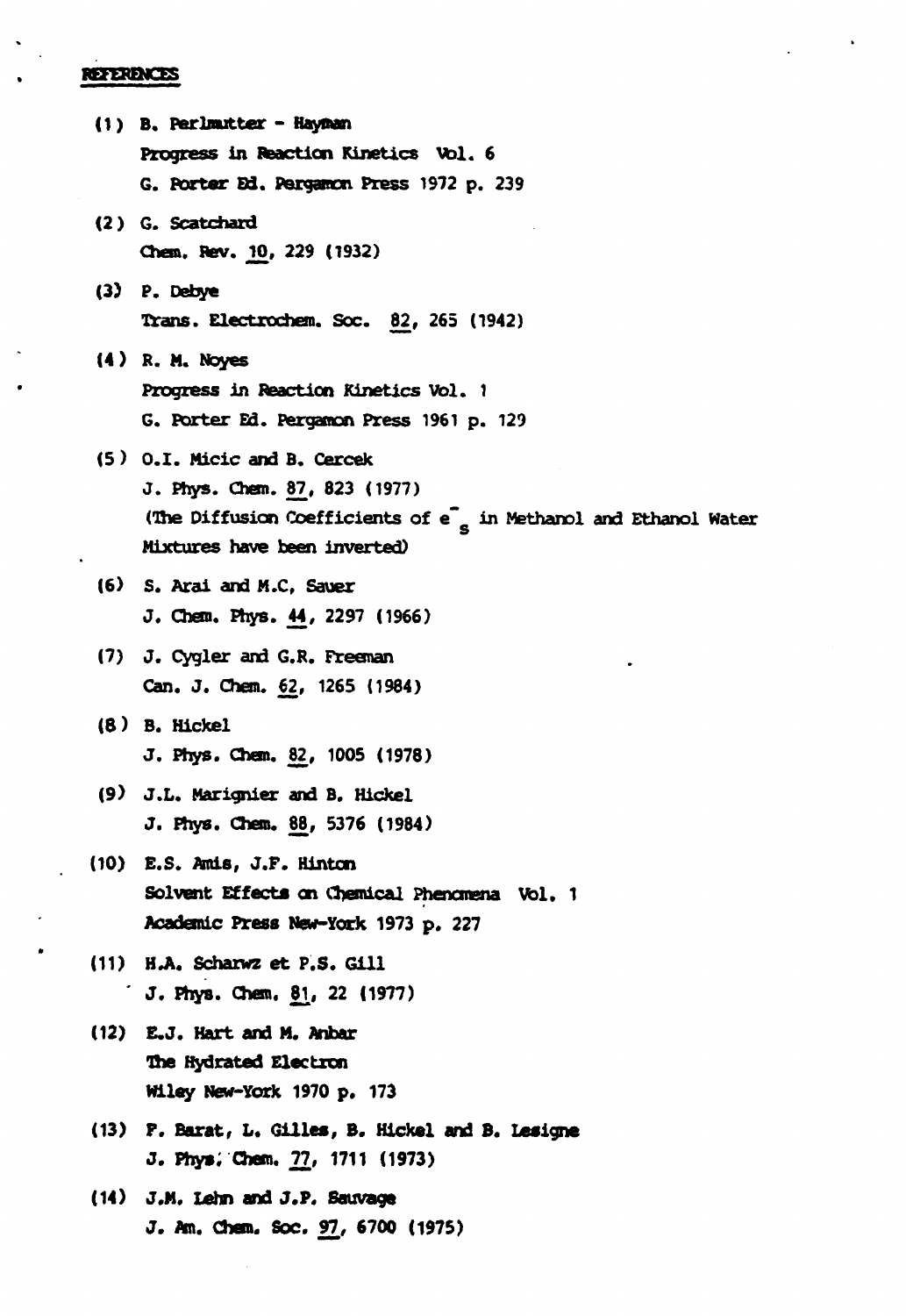## REFERENCES

(1) B. Perlmutter - Hayman
Progress in Reaction Kinetics Vol. 6
G. Porter Ed. Pergamon Press 1972 p. 239

(2) G. Scatchard
Chem. Rev. 10, 229 (1932)

(3) P. Debye
Trans. Electrochem. Soc. 82, 265 (1942)

(4) R. M. Noyes
Progress in Reaction Kinetics Vol. 1
G. Porter Ed. Pergamon Press 1961 p. 129

(5) O.I. Micic and B. Cercek
J. Phys. Chem. 87, 823 (1977)
(The Diffusion Coefficients of $e^-_s$ in Methanol and Ethanol Water Mixtures have been inverted)

(6) S. Arai and M.C, Sauer
J. Chem. Phys. 44, 2297 (1966)

(7) J. Cygler and G.R. Freeman
Can. J. Chem. 62, 1265 (1984)

(8) B. Hickel
J. Phys. Chem. 82, 1005 (1978)

(9) J.L. Marignier and B. Hickel
J. Phys. Chem. 88, 5376 (1984)

(10) E.S. Amis, J.F. Hinton
Solvent Effects on Chemical Phenomena Vol. 1
Academic Press New-York 1973 p. 227

(11) H.A. Scharwz et P.S. Gill
J. Phys. Chem. 81, 22 (1977)

(12) E.J. Hart and M. Anbar
The Hydrated Electron
Wiley New-York 1970 p. 173

(13) F. Barat, L. Gilles, B. Hickel and B. Lesigne
J. Phys. Chem. 77, 1711 (1973)

(14) J.M. Lehn and J.P. Sauvage
J. Am. Chem. Soc. 97, 6700 (1975)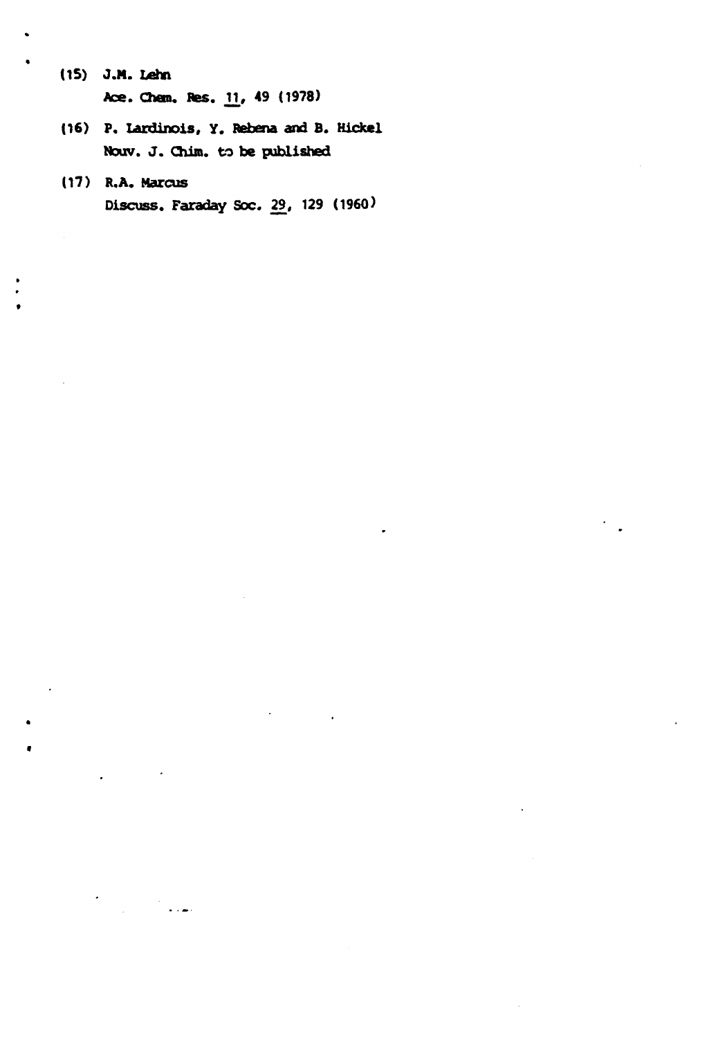(15) J.M. Lehn
Acc. Chem. Res. 11, 49 (1978)

(16) P. Lardinois, Y. Rebena and B. Hickel
Nouv. J. Chim. to be published

(17) R.A. Marcus
Discuss. Faraday Soc. 29, 129 (1960)